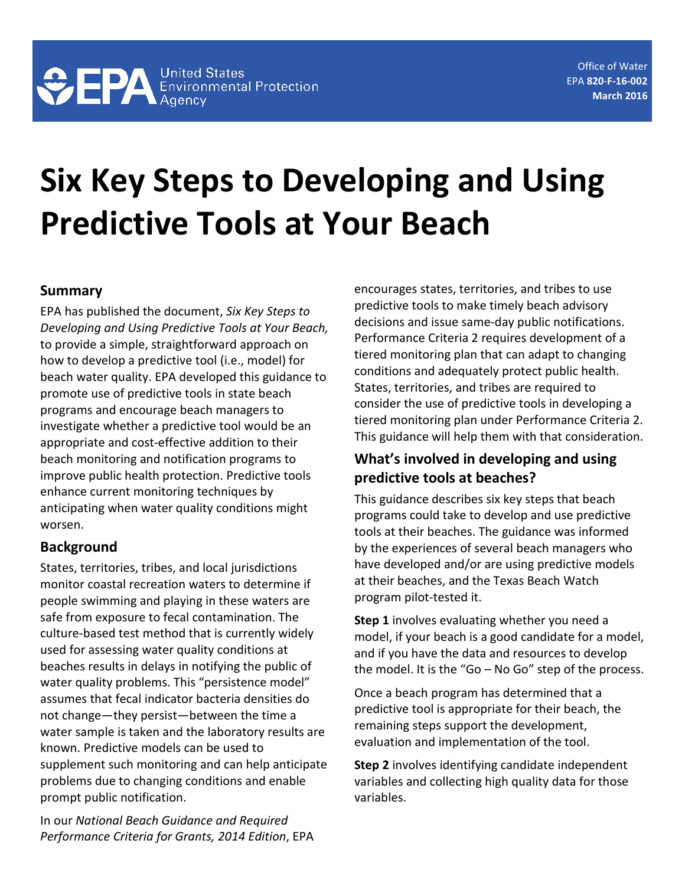United States Environmental Protection Agency

Office of Water
EPA **820-F-16-002**
**March 2016**

# Six Key Steps to Developing and Using Predictive Tools at Your Beach

## Summary

EPA has published the document, *Six Key Steps to Developing and Using Predictive Tools at Your Beach,* to provide a simple, straightforward approach on how to develop a predictive tool (i.e., model) for beach water quality. EPA developed this guidance to promote use of predictive tools in state beach programs and encourage beach managers to investigate whether a predictive tool would be an appropriate and cost-effective addition to their beach monitoring and notification programs to improve public health protection. Predictive tools enhance current monitoring techniques by anticipating when water quality conditions might worsen.

## Background

States, territories, tribes, and local jurisdictions monitor coastal recreation waters to determine if people swimming and playing in these waters are safe from exposure to fecal contamination. The culture-based test method that is currently widely used for assessing water quality conditions at beaches results in delays in notifying the public of water quality problems. This "persistence model" assumes that fecal indicator bacteria densities do not change—they persist—between the time a water sample is taken and the laboratory results are known. Predictive models can be used to supplement such monitoring and can help anticipate problems due to changing conditions and enable prompt public notification.

In our *National Beach Guidance and Required Performance Criteria for Grants, 2014 Edition*, EPA encourages states, territories, and tribes to use predictive tools to make timely beach advisory decisions and issue same-day public notifications. Performance Criteria 2 requires development of a tiered monitoring plan that can adapt to changing conditions and adequately protect public health. States, territories, and tribes are required to consider the use of predictive tools in developing a tiered monitoring plan under Performance Criteria 2. This guidance will help them with that consideration.

## What's involved in developing and using predictive tools at beaches?

This guidance describes six key steps that beach programs could take to develop and use predictive tools at their beaches. The guidance was informed by the experiences of several beach managers who have developed and/or are using predictive models at their beaches, and the Texas Beach Watch program pilot-tested it.

**Step 1** involves evaluating whether you need a model, if your beach is a good candidate for a model, and if you have the data and resources to develop the model. It is the "Go – No Go" step of the process.

Once a beach program has determined that a predictive tool is appropriate for their beach, the remaining steps support the development, evaluation and implementation of the tool.

**Step 2** involves identifying candidate independent variables and collecting high quality data for those variables.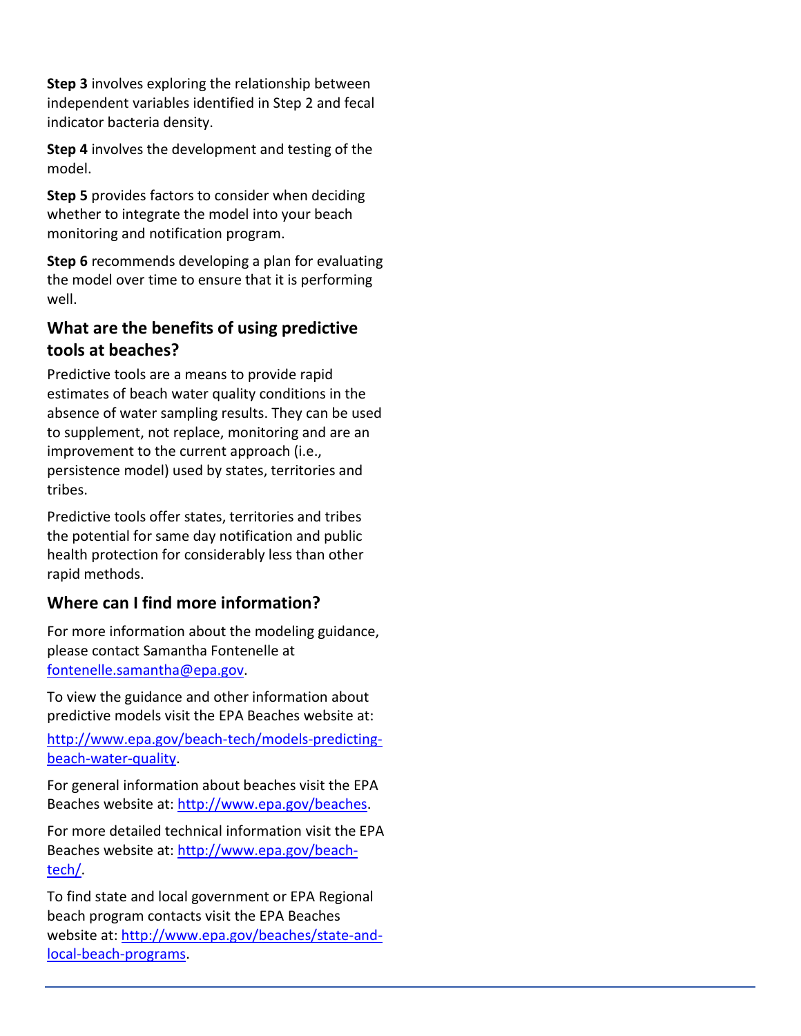**Step 3** involves exploring the relationship between independent variables identified in Step 2 and fecal indicator bacteria density.

**Step 4** involves the development and testing of the model.

**Step 5** provides factors to consider when deciding whether to integrate the model into your beach monitoring and notification program.

**Step 6** recommends developing a plan for evaluating the model over time to ensure that it is performing well.

## What are the benefits of using predictive tools at beaches?

Predictive tools are a means to provide rapid estimates of beach water quality conditions in the absence of water sampling results. They can be used to supplement, not replace, monitoring and are an improvement to the current approach (i.e., persistence model) used by states, territories and tribes.

Predictive tools offer states, territories and tribes the potential for same day notification and public health protection for considerably less than other rapid methods.

## Where can I find more information?

For more information about the modeling guidance, please contact Samantha Fontenelle at fontenelle.samantha@epa.gov.

To view the guidance and other information about predictive models visit the EPA Beaches website at:

http://www.epa.gov/beach-tech/models-predicting-beach-water-quality.

For general information about beaches visit the EPA Beaches website at: http://www.epa.gov/beaches.

For more detailed technical information visit the EPA Beaches website at: http://www.epa.gov/beach-tech/.

To find state and local government or EPA Regional beach program contacts visit the EPA Beaches website at: http://www.epa.gov/beaches/state-and-local-beach-programs.